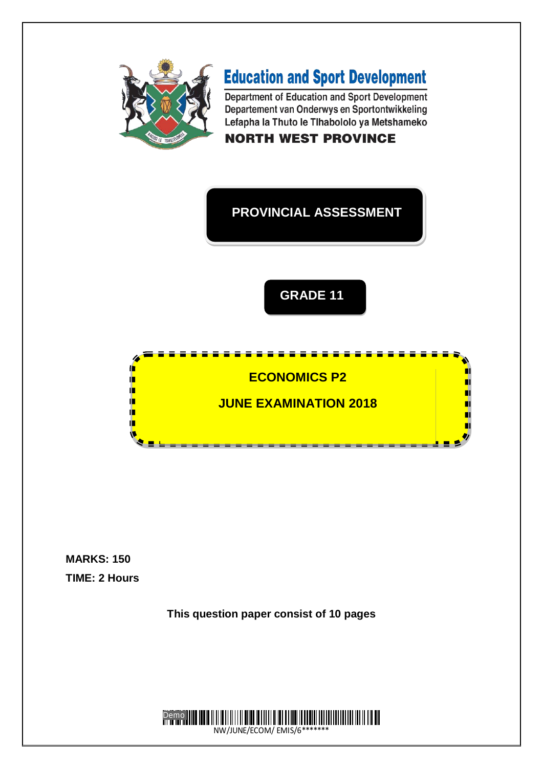# Education and Sport Development

Department of Education and Sport Development
Departement van Onderwys en Sportontwikkeling
Lefapha la Thuto le Tlhabololo ya Metshameko

**NORTH WEST PROVINCE**

## PROVINCIAL ASSESSMENT

## GRADE 11

## ECONOMICS P2

## JUNE EXAMINATION 2018

**MARKS: 150**

**TIME: 2 Hours**

**This question paper consist of 10 pages**

NW/JUNE/ECOM/ EMIS/6*******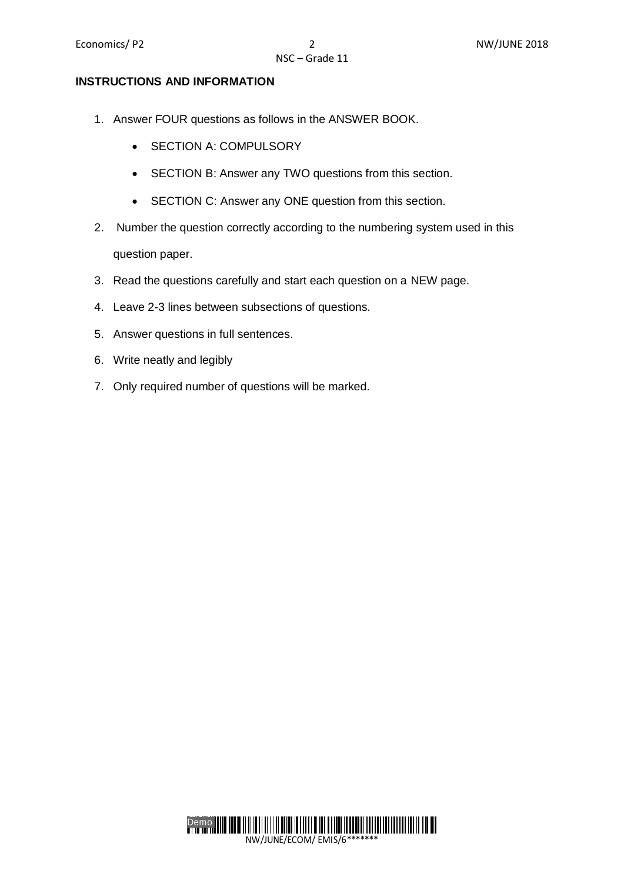**INSTRUCTIONS AND INFORMATION**

1. Answer FOUR questions as follows in the ANSWER BOOK.
   - SECTION A: COMPULSORY
   - SECTION B: Answer any TWO questions from this section.
   - SECTION C: Answer any ONE question from this section.
2. Number the question correctly according to the numbering system used in this question paper.
3. Read the questions carefully and start each question on a NEW page.
4. Leave 2-3 lines between subsections of questions.
5. Answer questions in full sentences.
6. Write neatly and legibly
7. Only required number of questions will be marked.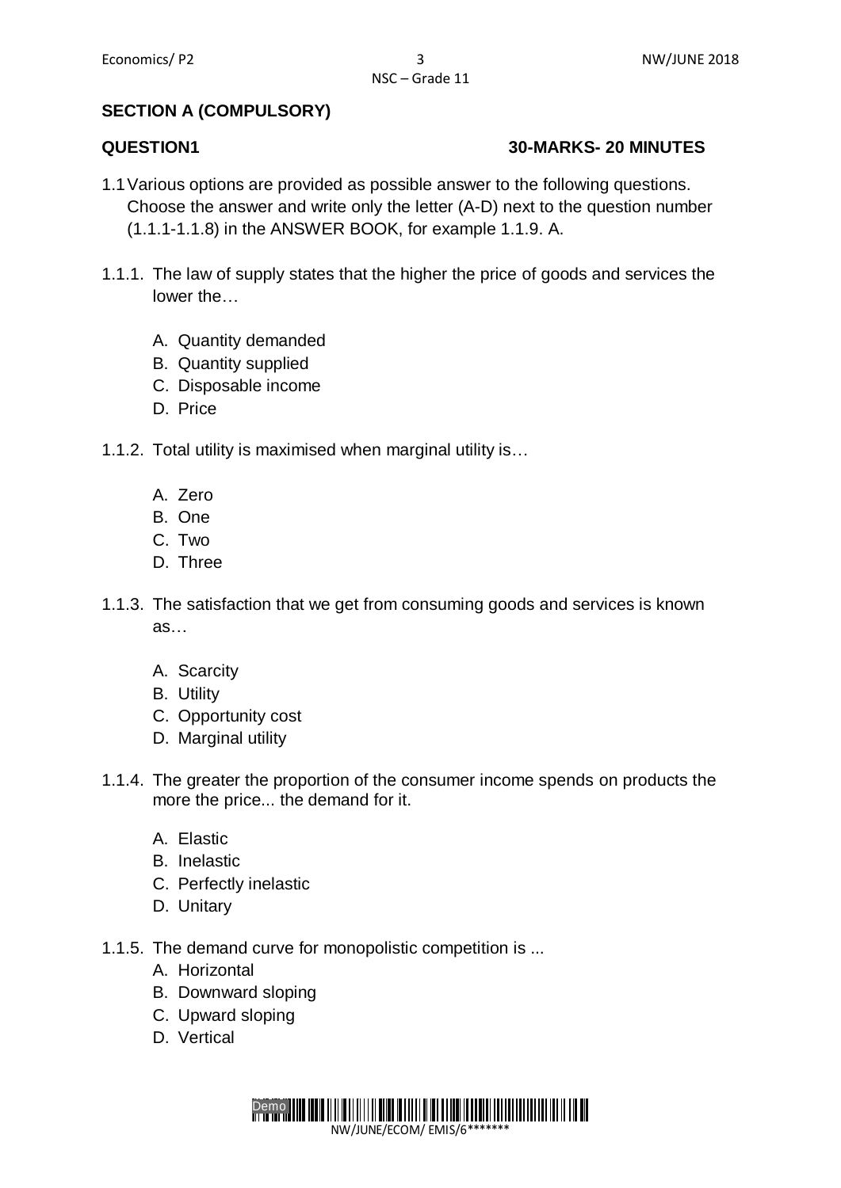## SECTION A (COMPULSORY)

**QUESTION1** **30-MARKS- 20 MINUTES**

1.1 Various options are provided as possible answer to the following questions. Choose the answer and write only the letter (A-D) next to the question number (1.1.1-1.1.8) in the ANSWER BOOK, for example 1.1.9. A.

1.1.1. The law of supply states that the higher the price of goods and services the lower the…

A. Quantity demanded
B. Quantity supplied
C. Disposable income
D. Price

1.1.2. Total utility is maximised when marginal utility is…

A. Zero
B. One
C. Two
D. Three

1.1.3. The satisfaction that we get from consuming goods and services is known as…

A. Scarcity
B. Utility
C. Opportunity cost
D. Marginal utility

1.1.4. The greater the proportion of the consumer income spends on products the more the price... the demand for it.

A. Elastic
B. Inelastic
C. Perfectly inelastic
D. Unitary

1.1.5. The demand curve for monopolistic competition is ...

A. Horizontal
B. Downward sloping
C. Upward sloping
D. Vertical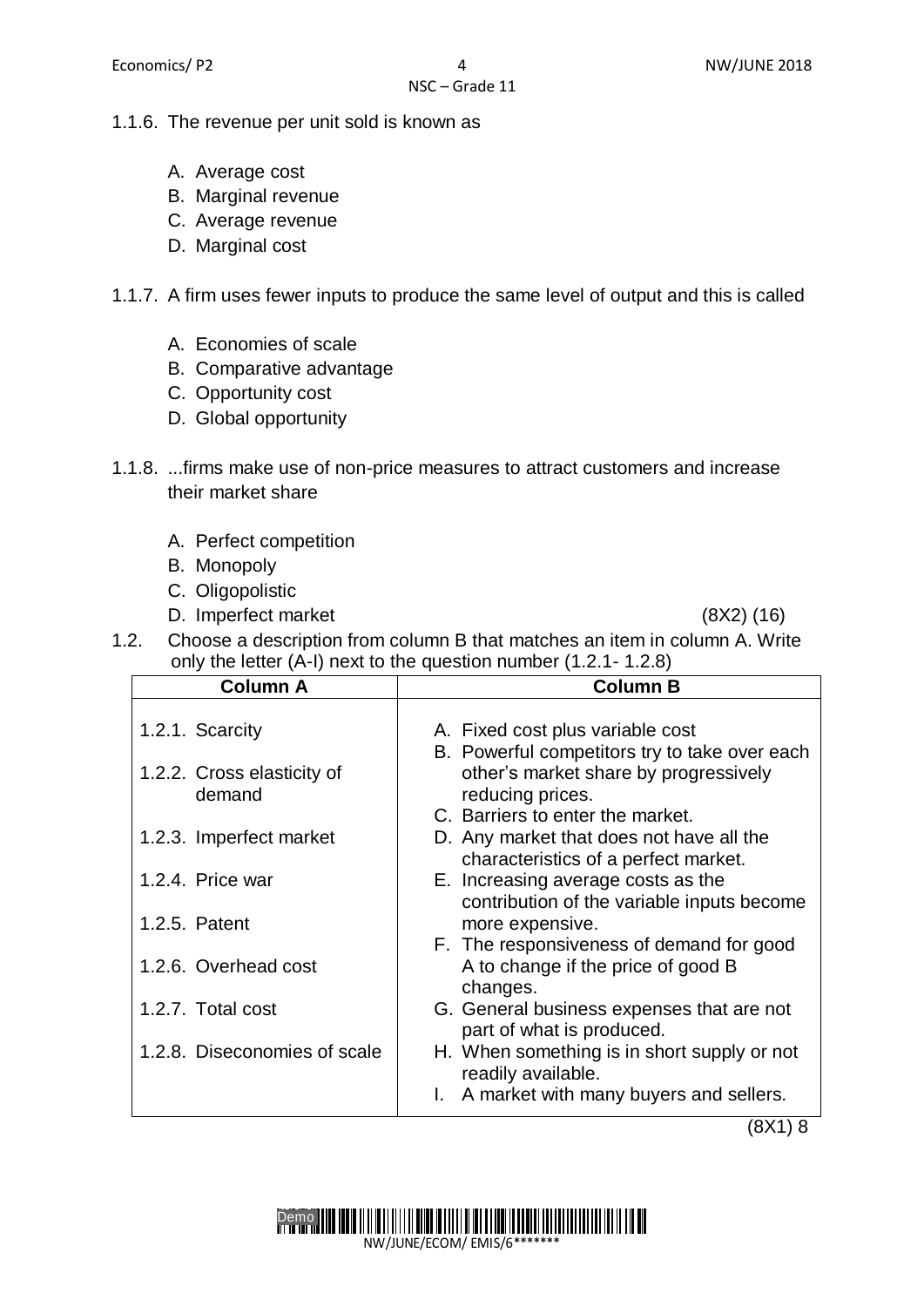1.1.6. The revenue per unit sold is known as

A. Average cost
B. Marginal revenue
C. Average revenue
D. Marginal cost

1.1.7. A firm uses fewer inputs to produce the same level of output and this is called

A. Economies of scale
B. Comparative advantage
C. Opportunity cost
D. Global opportunity

1.1.8. ...firms make use of non-price measures to attract customers and increase their market share

A. Perfect competition
B. Monopoly
C. Oligopolistic
D. Imperfect market

(8X2) (16)

1.2. Choose a description from column B that matches an item in column A. Write only the letter (A-I) next to the question number (1.2.1- 1.2.8)

| Column A | Column B |
|---|---|
| 1.2.1. Scarcity | A. Fixed cost plus variable cost |
| 1.2.2. Cross elasticity of demand | B. Powerful competitors try to take over each other's market share by progressively reducing prices. |
| 1.2.3. Imperfect market | C. Barriers to enter the market. |
| 1.2.4. Price war | D. Any market that does not have all the characteristics of a perfect market. |
| 1.2.5. Patent | E. Increasing average costs as the contribution of the variable inputs become more expensive. |
| 1.2.6. Overhead cost | F. The responsiveness of demand for good A to change if the price of good B changes. |
| 1.2.7. Total cost | G. General business expenses that are not part of what is produced. |
| 1.2.8. Diseconomies of scale | H. When something is in short supply or not readily available. |
| | I. A market with many buyers and sellers. |

(8X1) 8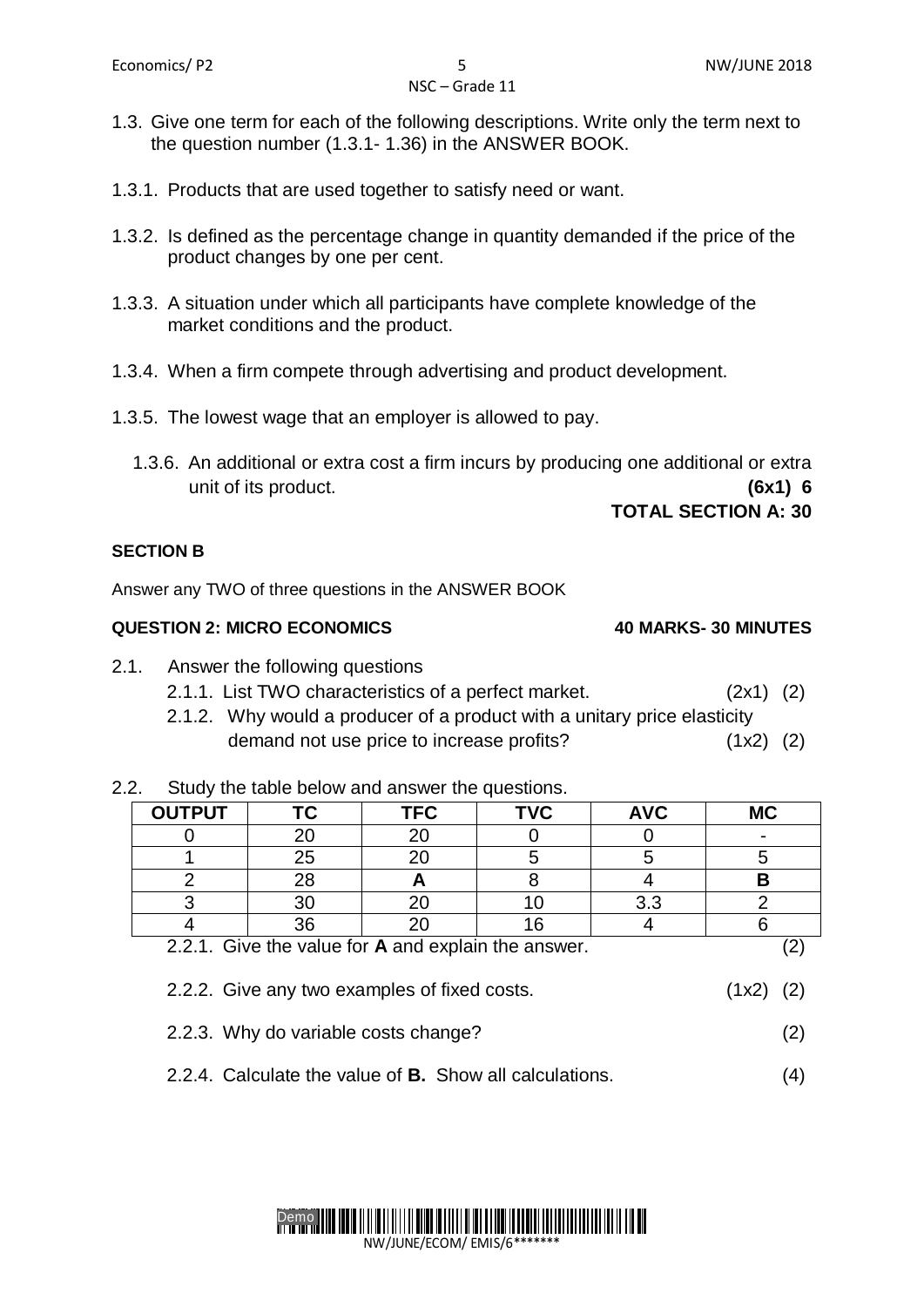1.3. Give one term for each of the following descriptions. Write only the term next to the question number (1.3.1- 1.36) in the ANSWER BOOK.

1.3.1. Products that are used together to satisfy need or want.

1.3.2. Is defined as the percentage change in quantity demanded if the price of the product changes by one per cent.

1.3.3. A situation under which all participants have complete knowledge of the market conditions and the product.

1.3.4. When a firm compete through advertising and product development.

1.3.5. The lowest wage that an employer is allowed to pay.

1.3.6. An additional or extra cost a firm incurs by producing one additional or extra unit of its product. **(6x1) 6**

**TOTAL SECTION A: 30**

**SECTION B**

Answer any TWO of three questions in the ANSWER BOOK

**QUESTION 2: MICRO ECONOMICS** **40 MARKS- 30 MINUTES**

2.1. Answer the following questions

2.1.1. List TWO characteristics of a perfect market. (2x1) (2)

2.1.2. Why would a producer of a product with a unitary price elasticity demand not use price to increase profits? (1x2) (2)

2.2. Study the table below and answer the questions.

| OUTPUT | TC | TFC | TVC | AVC | MC |
|---|---|---|---|---|---|
| 0 | 20 | 20 | 0 | 0 | - |
| 1 | 25 | 20 | 5 | 5 | 5 |
| 2 | 28 | **A** | 8 | 4 | **B** |
| 3 | 30 | 20 | 10 | 3.3 | 2 |
| 4 | 36 | 20 | 16 | 4 | 6 |

2.2.1. Give the value for **A** and explain the answer. (2)

2.2.2. Give any two examples of fixed costs. (1x2) (2)

2.2.3. Why do variable costs change? (2)

2.2.4. Calculate the value of **B.** Show all calculations. (4)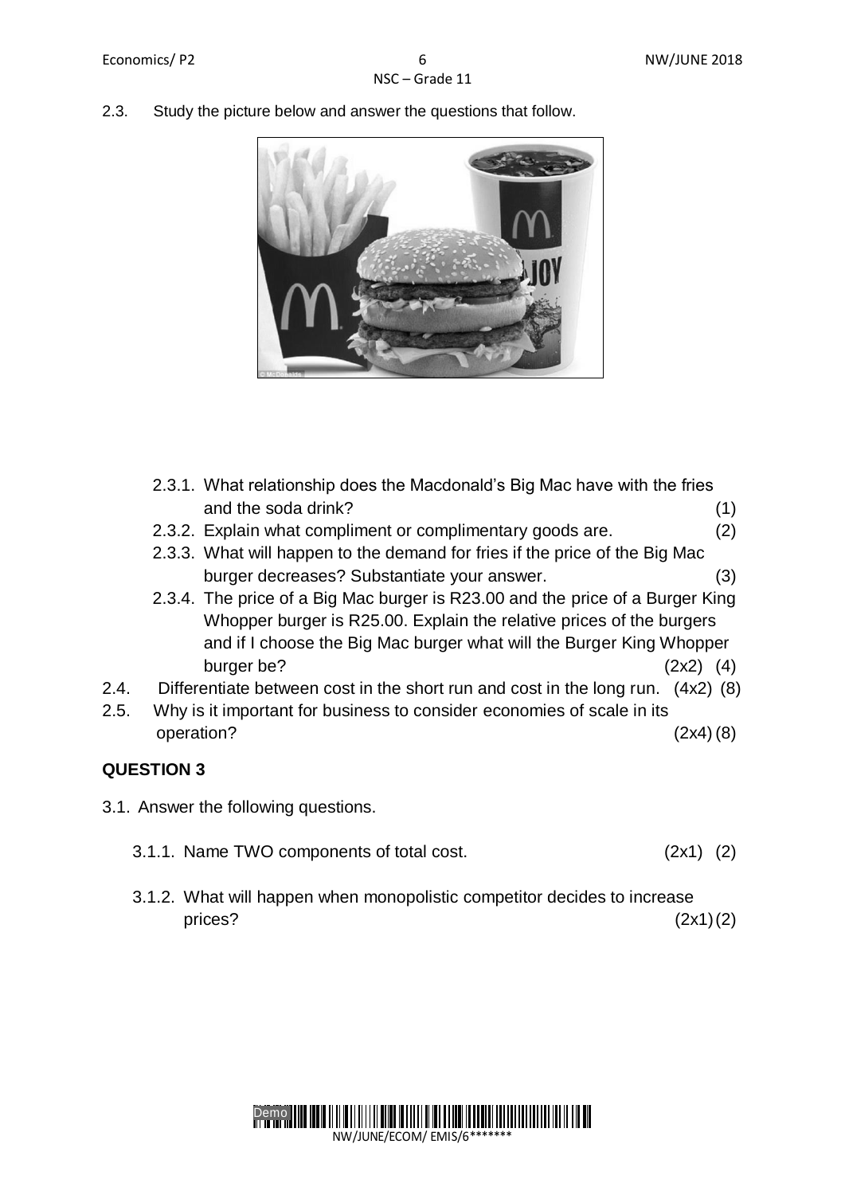2.3. Study the picture below and answer the questions that follow.

2.3.1. What relationship does the Macdonald's Big Mac have with the fries and the soda drink? (1)

2.3.2. Explain what compliment or complimentary goods are. (2)

2.3.3. What will happen to the demand for fries if the price of the Big Mac burger decreases? Substantiate your answer. (3)

2.3.4. The price of a Big Mac burger is R23.00 and the price of a Burger King Whopper burger is R25.00. Explain the relative prices of the burgers and if I choose the Big Mac burger what will the Burger King Whopper burger be? (2x2) (4)

2.4. Differentiate between cost in the short run and cost in the long run. (4x2) (8)

2.5. Why is it important for business to consider economies of scale in its operation? (2x4) (8)

## QUESTION 3

3.1. Answer the following questions.

3.1.1. Name TWO components of total cost. (2x1) (2)

3.1.2. What will happen when monopolistic competitor decides to increase prices? (2x1) (2)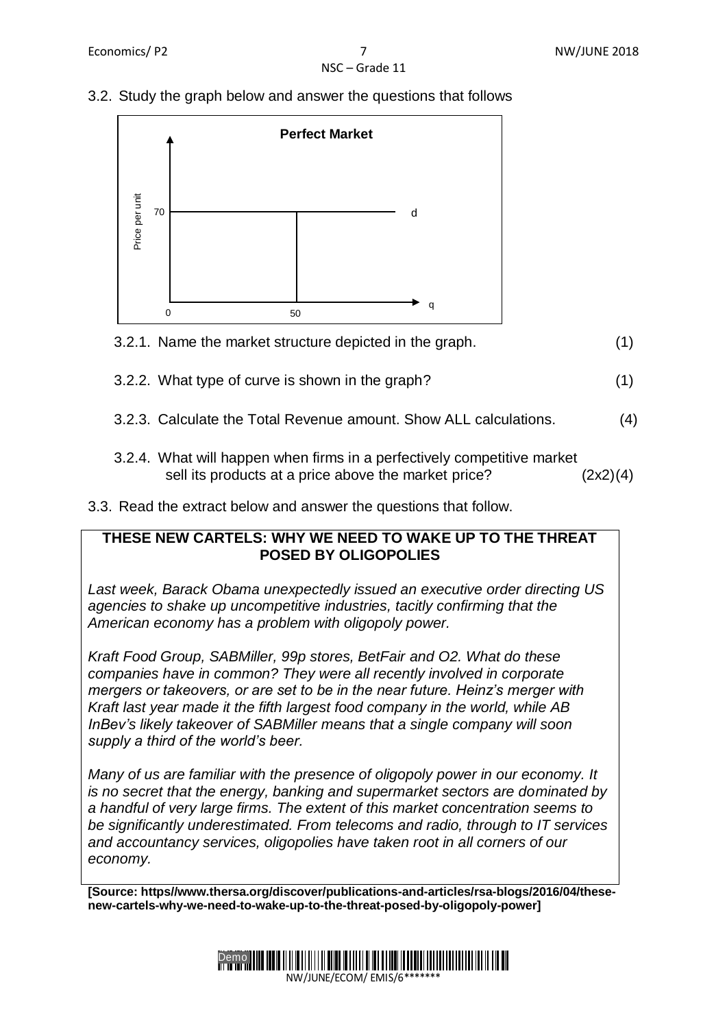3.2. Study the graph below and answer the questions that follows

**Perfect Market**

Price per unit

70

d

0

50

q

3.2.1. Name the market structure depicted in the graph. (1)

3.2.2. What type of curve is shown in the graph? (1)

3.2.3. Calculate the Total Revenue amount. Show ALL calculations. (4)

3.2.4. What will happen when firms in a perfectively competitive market sell its products at a price above the market price? (2x2)(4)

3.3. Read the extract below and answer the questions that follow.

**THESE NEW CARTELS: WHY WE NEED TO WAKE UP TO THE THREAT POSED BY OLIGOPOLIES**

*Last week, Barack Obama unexpectedly issued an executive order directing US agencies to shake up uncompetitive industries, tacitly confirming that the American economy has a problem with oligopoly power.*

*Kraft Food Group, SABMiller, 99p stores, BetFair and O2. What do these companies have in common? They were all recently involved in corporate mergers or takeovers, or are set to be in the near future. Heinz's merger with Kraft last year made it the fifth largest food company in the world, while AB InBev's likely takeover of SABMiller means that a single company will soon supply a third of the world's beer.*

*Many of us are familiar with the presence of oligopoly power in our economy. It is no secret that the energy, banking and supermarket sectors are dominated by a handful of very large firms. The extent of this market concentration seems to be significantly underestimated. From telecoms and radio, through to IT services and accountancy services, oligopolies have taken root in all corners of our economy.*

**[Source: https//www.thersa.org/discover/publications-and-articles/rsa-blogs/2016/04/these-new-cartels-why-we-need-to-wake-up-to-the-threat-posed-by-oligopoly-power]**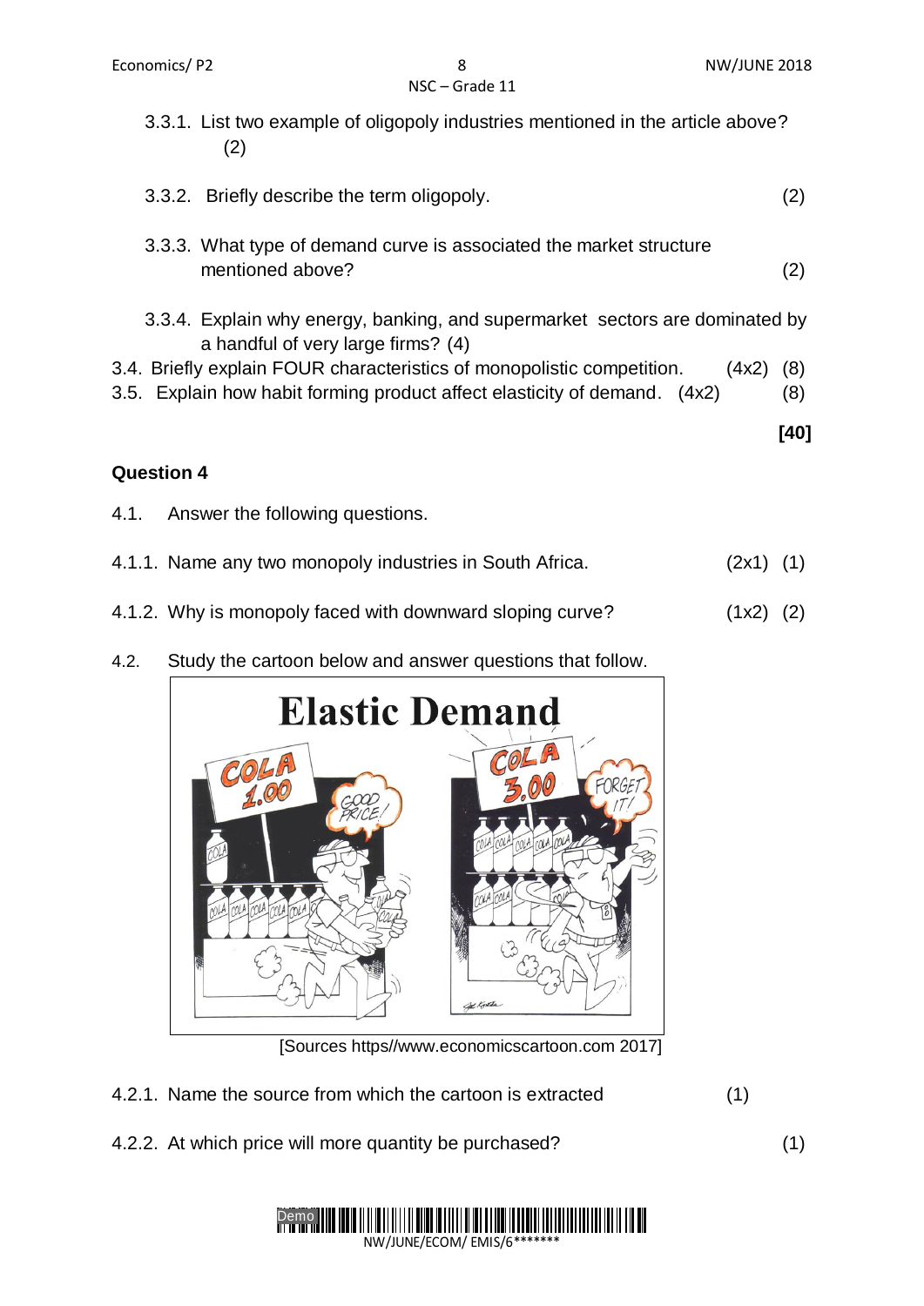3.3.1. List two example of oligopoly industries mentioned in the article above? (2)

3.3.2. Briefly describe the term oligopoly. (2)

3.3.3. What type of demand curve is associated the market structure mentioned above? (2)

3.3.4. Explain why energy, banking, and supermarket sectors are dominated by a handful of very large firms? (4)

3.4. Briefly explain FOUR characteristics of monopolistic competition. (4x2) (8)

3.5. Explain how habit forming product affect elasticity of demand. (4x2) (8)

**[40]**

**Question 4**

4.1. Answer the following questions.

4.1.1. Name any two monopoly industries in South Africa. (2x1) (1)

4.1.2. Why is monopoly faced with downward sloping curve? (1x2) (2)

4.2. Study the cartoon below and answer questions that follow.

[Sources https//www.economicscartoon.com 2017]

4.2.1. Name the source from which the cartoon is extracted (1)

4.2.2. At which price will more quantity be purchased? (1)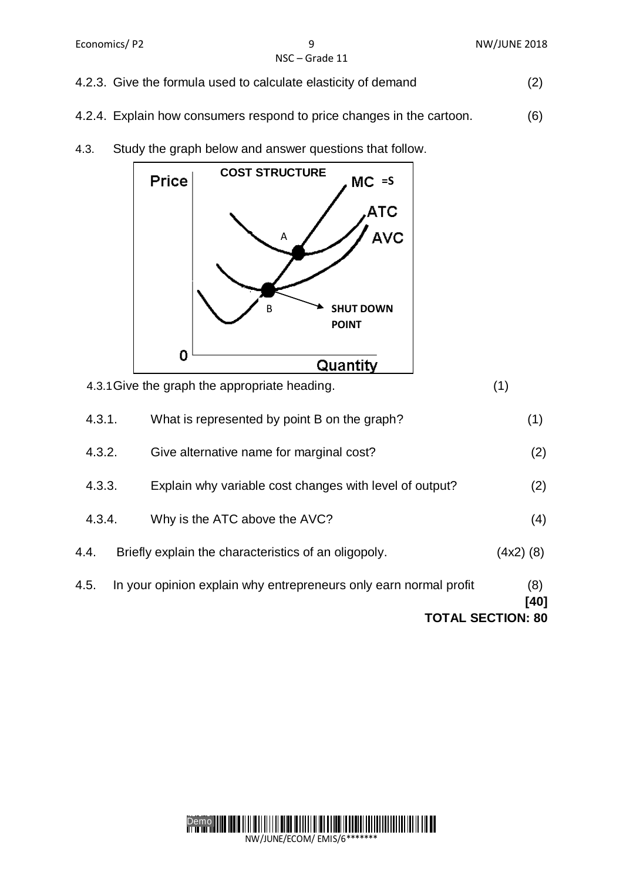4.2.3. Give the formula used to calculate elasticity of demand (2)

4.2.4. Explain how consumers respond to price changes in the cartoon. (6)

4.3. Study the graph below and answer questions that follow.

COST STRUCTURE

Price | MC =S | ATC | AVC | A | B | SHUT DOWN POINT | 0 | Quantity

4.3.1 Give the graph the appropriate heading. (1)

4.3.1. What is represented by point B on the graph? (1)

4.3.2. Give alternative name for marginal cost? (2)

4.3.3. Explain why variable cost changes with level of output? (2)

4.3.4. Why is the ATC above the AVC? (4)

4.4. Briefly explain the characteristics of an oligopoly. (4x2) (8)

4.5. In your opinion explain why entrepreneurs only earn normal profit (8)

**[40]**

**TOTAL SECTION: 80**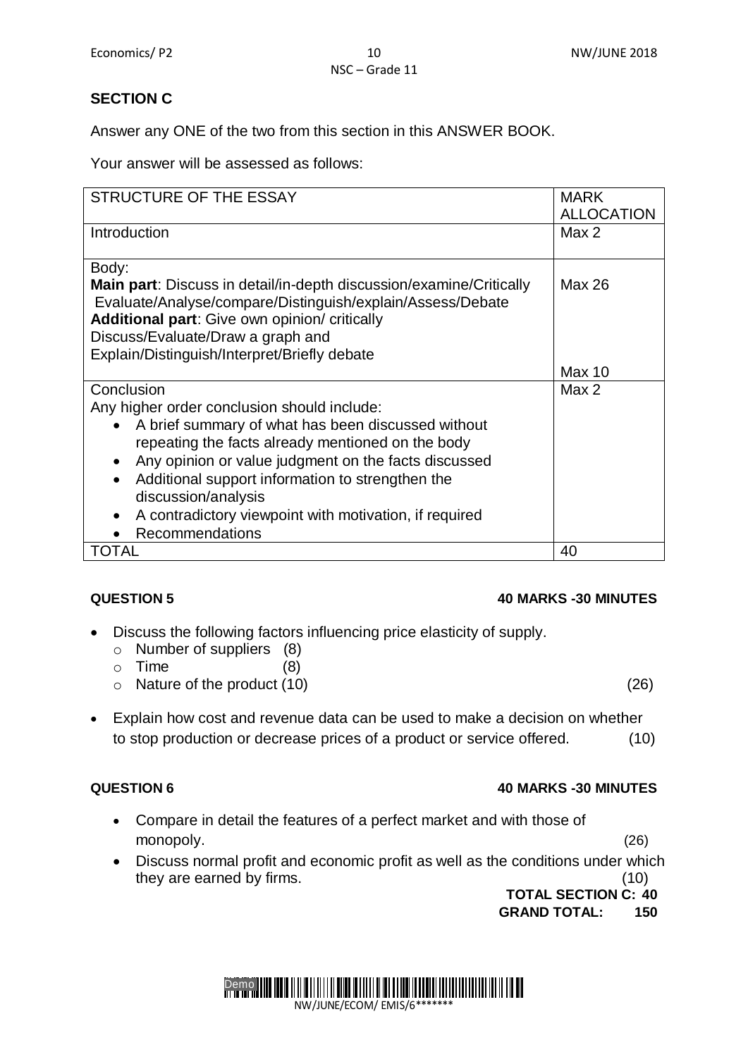## SECTION C

Answer any ONE of the two from this section in this ANSWER BOOK.

Your answer will be assessed as follows:

| STRUCTURE OF THE ESSAY | MARK ALLOCATION |
|---|---|
| Introduction | Max 2 |
| Body:<br>**Main part**: Discuss in detail/in-depth discussion/examine/Critically Evaluate/Analyse/compare/Distinguish/explain/Assess/Debate<br>**Additional part**: Give own opinion/ critically Discuss/Evaluate/Draw a graph and Explain/Distinguish/Interpret/Briefly debate | Max 26<br><br>Max 10 |
| Conclusion<br>Any higher order conclusion should include:<br>• A brief summary of what has been discussed without repeating the facts already mentioned on the body<br>• Any opinion or value judgment on the facts discussed<br>• Additional support information to strengthen the discussion/analysis<br>• A contradictory viewpoint with motivation, if required<br>• Recommendations | Max 2 |
| TOTAL | 40 |

### QUESTION 5 — 40 MARKS -30 MINUTES

- Discuss the following factors influencing price elasticity of supply.
  - Number of suppliers (8)
  - Time (8)
  - Nature of the product (10) (26)
- Explain how cost and revenue data can be used to make a decision on whether to stop production or decrease prices of a product or service offered. (10)

### QUESTION 6 — 40 MARKS -30 MINUTES

- Compare in detail the features of a perfect market and with those of monopoly. (26)
- Discuss normal profit and economic profit as well as the conditions under which they are earned by firms. (10)

**TOTAL SECTION C: 40**

**GRAND TOTAL: 150**